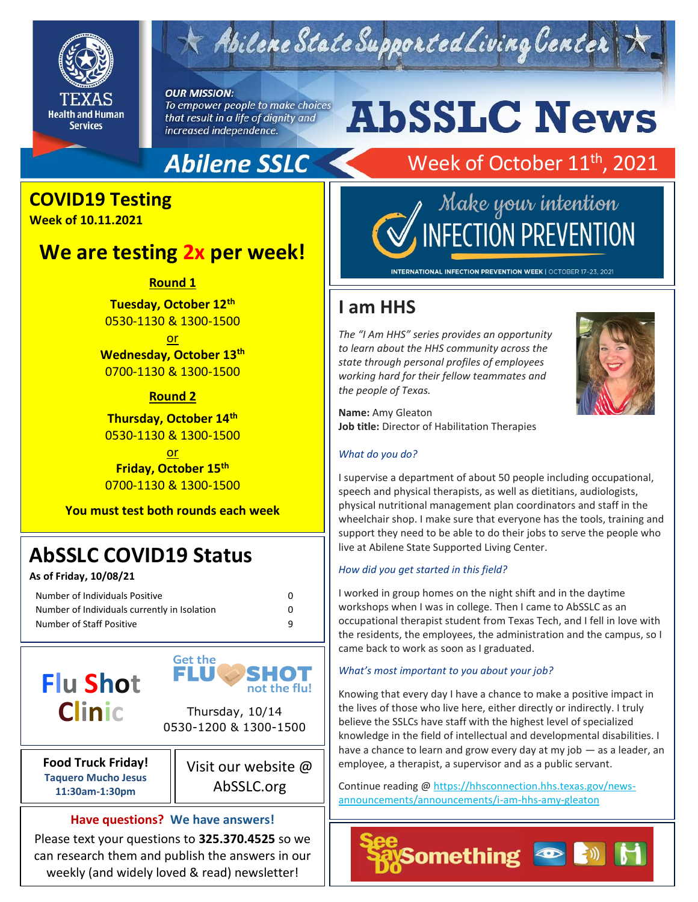# AbSSLC News

Abilene State Supported Living Center

**OUR MISSION:** *To empower people to make choices that result in a life of dignity and increased independence.*

Texas Health and Human Services

**Abilene SSLC** — Week of October 11th, 2021

## COVID19 Testing

**Week of 10.11.2021**

### We are testing 2x per week!

**Round 1**

**Tuesday, October 12th**
0530-1130 & 1300-1500

or

**Wednesday, October 13th**
0700-1130 & 1300-1500

**Round 2**

**Thursday, October 14th**
0530-1130 & 1300-1500

or

**Friday, October 15th**
0700-1130 & 1300-1500

**You must test both rounds each week**

## AbSSLC COVID19 Status

**As of Friday, 10/08/21**

| | |
|---|---|
| Number of Individuals Positive | 0 |
| Number of Individuals currently in Isolation | 0 |
| Number of Staff Positive | 9 |

## Flu Shot Clinic

Get the FLU SHOT not the flu!

Thursday, 10/14
0530-1200 & 1300-1500

**Food Truck Friday!**
**Taquero Mucho Jesus**
**11:30am-1:30pm**

Visit our website @ AbSSLC.org

**Have questions? We have answers!**

Please text your questions to **325.370.4525** so we can research them and publish the answers in our weekly (and widely loved & read) newsletter!

Make your intention INFECTION PREVENTION

INTERNATIONAL INFECTION PREVENTION WEEK | OCTOBER 17-23, 2021

## I am HHS

*The "I Am HHS" series provides an opportunity to learn about the HHS community across the state through personal profiles of employees working hard for their fellow teammates and the people of Texas.*

**Name:** Amy Gleaton
**Job title:** Director of Habilitation Therapies

*What do you do?*

I supervise a department of about 50 people including occupational, speech and physical therapists, as well as dietitians, audiologists, physical nutritional management plan coordinators and staff in the wheelchair shop. I make sure that everyone has the tools, training and support they need to be able to do their jobs to serve the people who live at Abilene State Supported Living Center.

*How did you get started in this field?*

I worked in group homes on the night shift and in the daytime workshops when I was in college. Then I came to AbSSLC as an occupational therapist student from Texas Tech, and I fell in love with the residents, the employees, the administration and the campus, so I came back to work as soon as I graduated.

*What's most important to you about your job?*

Knowing that every day I have a chance to make a positive impact in the lives of those who live here, either directly or indirectly. I truly believe the SSLCs have staff with the highest level of specialized knowledge in the field of intellectual and developmental disabilities. I have a chance to learn and grow every day at my job — as a leader, an employee, a therapist, a supervisor and as a public servant.

Continue reading @ https://hhsconnection.hhs.texas.gov/news-announcements/announcements/i-am-hhs-amy-gleaton

See Say Do Something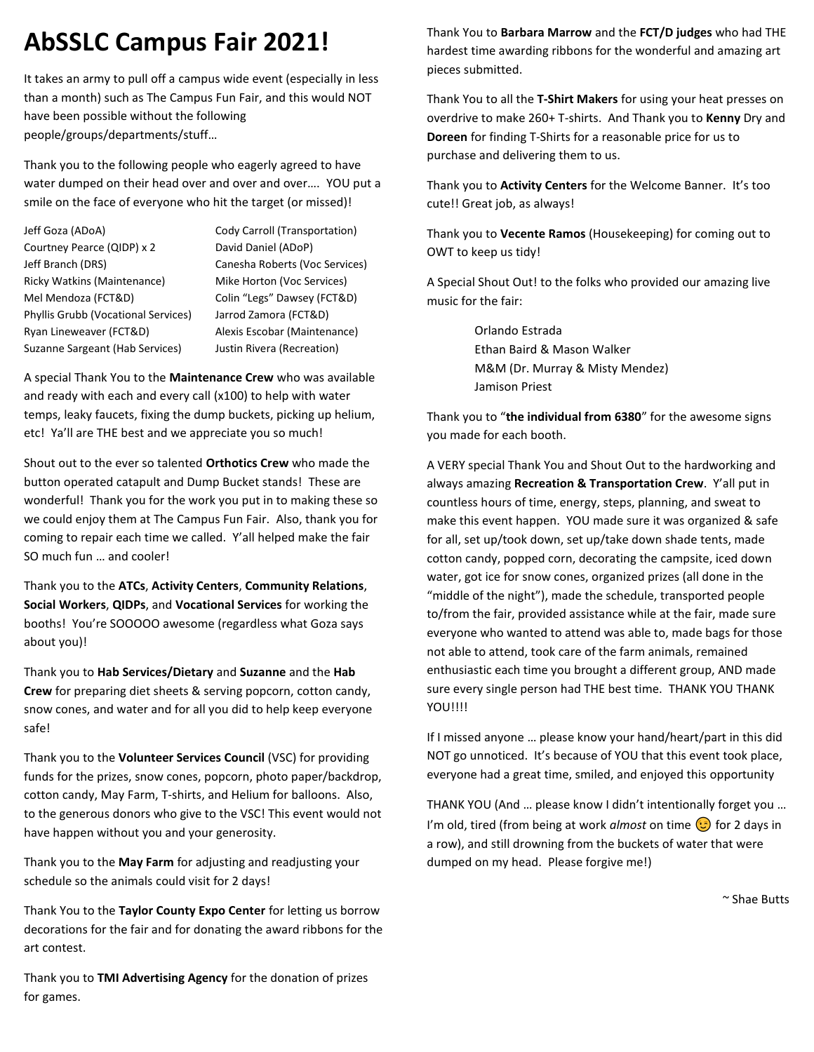# AbSSLC Campus Fair 2021!

It takes an army to pull off a campus wide event (especially in less than a month) such as The Campus Fun Fair, and this would NOT have been possible without the following people/groups/departments/stuff…

Thank you to the following people who eagerly agreed to have water dumped on their head over and over and over…. YOU put a smile on the face of everyone who hit the target (or missed)!

| | |
|---|---|
| Jeff Goza (ADoA) | Cody Carroll (Transportation) |
| Courtney Pearce (QIDP) x 2 | David Daniel (ADoP) |
| Jeff Branch (DRS) | Canesha Roberts (Voc Services) |
| Ricky Watkins (Maintenance) | Mike Horton (Voc Services) |
| Mel Mendoza (FCT&D) | Colin "Legs" Dawsey (FCT&D) |
| Phyllis Grubb (Vocational Services) | Jarrod Zamora (FCT&D) |
| Ryan Lineweaver (FCT&D) | Alexis Escobar (Maintenance) |
| Suzanne Sargeant (Hab Services) | Justin Rivera (Recreation) |

A special Thank You to the **Maintenance Crew** who was available and ready with each and every call (x100) to help with water temps, leaky faucets, fixing the dump buckets, picking up helium, etc! Ya'll are THE best and we appreciate you so much!

Shout out to the ever so talented **Orthotics Crew** who made the button operated catapult and Dump Bucket stands! These are wonderful! Thank you for the work you put in to making these so we could enjoy them at The Campus Fun Fair. Also, thank you for coming to repair each time we called. Y'all helped make the fair SO much fun … and cooler!

Thank you to the **ATCs**, **Activity Centers**, **Community Relations**, **Social Workers**, **QIDPs**, and **Vocational Services** for working the booths! You're SOOOOO awesome (regardless what Goza says about you)!

Thank you to **Hab Services/Dietary** and **Suzanne** and the **Hab Crew** for preparing diet sheets & serving popcorn, cotton candy, snow cones, and water and for all you did to help keep everyone safe!

Thank you to the **Volunteer Services Council** (VSC) for providing funds for the prizes, snow cones, popcorn, photo paper/backdrop, cotton candy, May Farm, T-shirts, and Helium for balloons. Also, to the generous donors who give to the VSC! This event would not have happen without you and your generosity.

Thank you to the **May Farm** for adjusting and readjusting your schedule so the animals could visit for 2 days!

Thank You to the **Taylor County Expo Center** for letting us borrow decorations for the fair and for donating the award ribbons for the art contest.

Thank you to **TMI Advertising Agency** for the donation of prizes for games.

Thank You to **Barbara Marrow** and the **FCT/D judges** who had THE hardest time awarding ribbons for the wonderful and amazing art pieces submitted.

Thank You to all the **T-Shirt Makers** for using your heat presses on overdrive to make 260+ T-shirts. And Thank you to **Kenny** Dry and **Doreen** for finding T-Shirts for a reasonable price for us to purchase and delivering them to us.

Thank you to **Activity Centers** for the Welcome Banner. It's too cute!! Great job, as always!

Thank you to **Vecente Ramos** (Housekeeping) for coming out to OWT to keep us tidy!

A Special Shout Out! to the folks who provided our amazing live music for the fair:

Orlando Estrada
Ethan Baird & Mason Walker
M&M (Dr. Murray & Misty Mendez)
Jamison Priest

Thank you to "**the individual from 6380**" for the awesome signs you made for each booth.

A VERY special Thank You and Shout Out to the hardworking and always amazing **Recreation & Transportation Crew**. Y'all put in countless hours of time, energy, steps, planning, and sweat to make this event happen. YOU made sure it was organized & safe for all, set up/took down, set up/take down shade tents, made cotton candy, popped corn, decorating the campsite, iced down water, got ice for snow cones, organized prizes (all done in the "middle of the night"), made the schedule, transported people to/from the fair, provided assistance while at the fair, made sure everyone who wanted to attend was able to, made bags for those not able to attend, took care of the farm animals, remained enthusiastic each time you brought a different group, AND made sure every single person had THE best time. THANK YOU THANK YOU!!!!

If I missed anyone … please know your hand/heart/part in this did NOT go unnoticed. It's because of YOU that this event took place, everyone had a great time, smiled, and enjoyed this opportunity

THANK YOU (And … please know I didn't intentionally forget you … I'm old, tired (from being at work *almost* on time 😉 for 2 days in a row), and still drowning from the buckets of water that were dumped on my head. Please forgive me!)

~ Shae Butts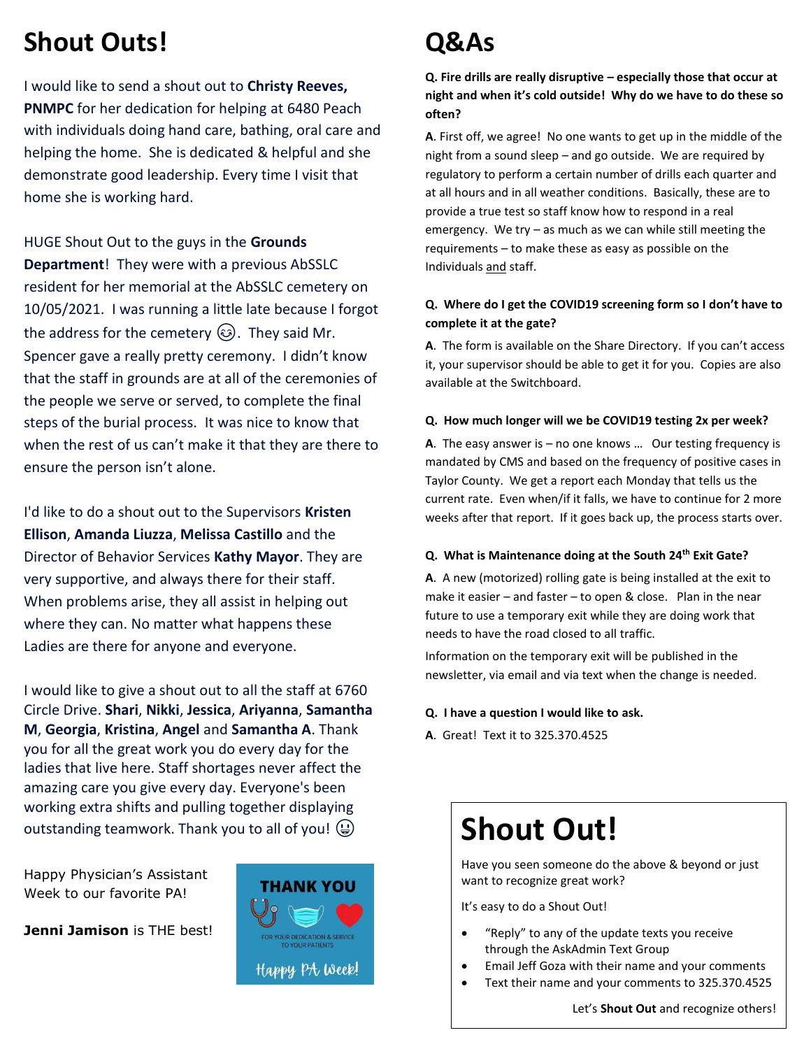# Shout Outs!

I would like to send a shout out to **Christy Reeves, PNMPC** for her dedication for helping at 6480 Peach with individuals doing hand care, bathing, oral care and helping the home. She is dedicated & helpful and she demonstrate good leadership. Every time I visit that home she is working hard.

HUGE Shout Out to the guys in the **Grounds Department**! They were with a previous AbSSLC resident for her memorial at the AbSSLC cemetery on 10/05/2021. I was running a little late because I forgot the address for the cemetery 😉. They said Mr. Spencer gave a really pretty ceremony. I didn't know that the staff in grounds are at all of the ceremonies of the people we serve or served, to complete the final steps of the burial process. It was nice to know that when the rest of us can't make it that they are there to ensure the person isn't alone.

I'd like to do a shout out to the Supervisors **Kristen Ellison**, **Amanda Liuzza**, **Melissa Castillo** and the Director of Behavior Services **Kathy Mayor**. They are very supportive, and always there for their staff. When problems arise, they all assist in helping out where they can. No matter what happens these Ladies are there for anyone and everyone.

I would like to give a shout out to all the staff at 6760 Circle Drive. **Shari**, **Nikki**, **Jessica**, **Ariyanna**, **Samantha M**, **Georgia**, **Kristina**, **Angel** and **Samantha A**. Thank you for all the great work you do every day for the ladies that live here. Staff shortages never affect the amazing care you give every day. Everyone's been working extra shifts and pulling together displaying outstanding teamwork. Thank you to all of you! 😃

Happy Physician's Assistant Week to our favorite PA!

**Jenni Jamison** is THE best!

THANK YOU

FOR YOUR DEDICATION & SERVICE TO YOUR PATIENTS

Happy PA Week!

# Q&As

**Q. Fire drills are really disruptive – especially those that occur at night and when it's cold outside! Why do we have to do these so often?**

**A**. First off, we agree! No one wants to get up in the middle of the night from a sound sleep – and go outside. We are required by regulatory to perform a certain number of drills each quarter and at all hours and in all weather conditions. Basically, these are to provide a true test so staff know how to respond in a real emergency. We try – as much as we can while still meeting the requirements – to make these as easy as possible on the Individuals and staff.

**Q. Where do I get the COVID19 screening form so I don't have to complete it at the gate?**

**A**. The form is available on the Share Directory. If you can't access it, your supervisor should be able to get it for you. Copies are also available at the Switchboard.

**Q. How much longer will we be COVID19 testing 2x per week?**

**A**. The easy answer is – no one knows … Our testing frequency is mandated by CMS and based on the frequency of positive cases in Taylor County. We get a report each Monday that tells us the current rate. Even when/if it falls, we have to continue for 2 more weeks after that report. If it goes back up, the process starts over.

**Q. What is Maintenance doing at the South 24th Exit Gate?**

**A**. A new (motorized) rolling gate is being installed at the exit to make it easier – and faster – to open & close. Plan in the near future to use a temporary exit while they are doing work that needs to have the road closed to all traffic.

Information on the temporary exit will be published in the newsletter, via email and via text when the change is needed.

**Q. I have a question I would like to ask.**

**A**. Great! Text it to 325.370.4525

# Shout Out!

Have you seen someone do the above & beyond or just want to recognize great work?

It's easy to do a Shout Out!

- "Reply" to any of the update texts you receive through the AskAdmin Text Group
- Email Jeff Goza with their name and your comments
- Text their name and your comments to 325.370.4525

Let's **Shout Out** and recognize others!